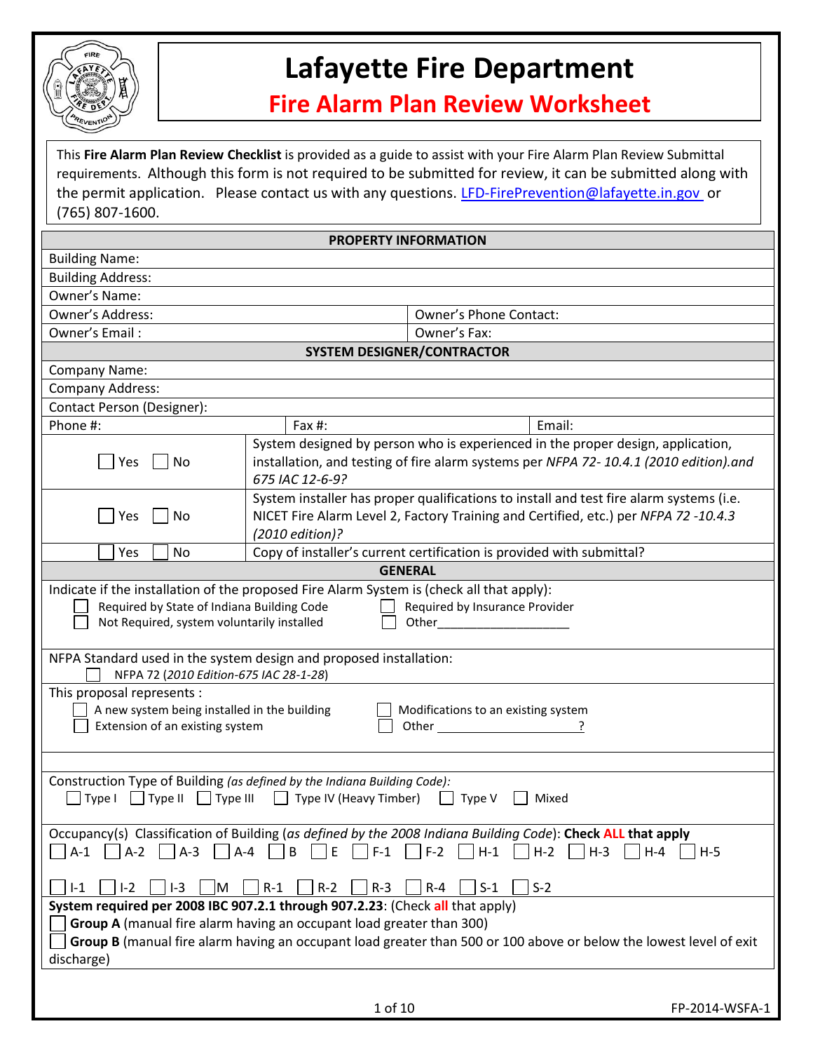# Lafayette Fire Department

## Fire Alarm Plan Review Worksheet

This **Fire Alarm Plan Review Checklist** is provided as a guide to assist with your Fire Alarm Plan Review Submittal requirements. Although this form is not required to be submitted for review, it can be submitted along with the permit application. Please contact us with any questions. LFD-FirePrevention@lafayette.in.gov or (765) 807-1600.

| **PROPERTY INFORMATION** | |
|---|---|
| Building Name: | |
| Building Address: | |
| Owner's Name: | |
| Owner's Address: | Owner's Phone Contact: |
| Owner's Email : | Owner's Fax: |

| **SYSTEM DESIGNER/CONTRACTOR** | | |
|---|---|---|
| Company Name: | | |
| Company Address: | | |
| Contact Person (Designer): | | |
| Phone #: | Fax #: | Email: |

| | |
|---|---|
| ☐ Yes ☐ No | System designed by person who is experienced in the proper design, application, installation, and testing of fire alarm systems per *NFPA 72- 10.4.1 (2010 edition).and 675 IAC 12-6-9?* |
| ☐ Yes ☐ No | System installer has proper qualifications to install and test fire alarm systems (i.e. NICET Fire Alarm Level 2, Factory Training and Certified, etc.) per *NFPA 72 -10.4.3 (2010 edition)?* |
| ☐ Yes ☐ No | Copy of installer's current certification is provided with submittal? |

### GENERAL

Indicate if the installation of the proposed Fire Alarm System is (check all that apply):

- ☐ Required by State of Indiana Building Code
- ☐ Required by Insurance Provider
- ☐ Not Required, system voluntarily installed
- ☐ Other____________________

NFPA Standard used in the system design and proposed installation:

- ☐ NFPA 72 (*2010 Edition-675 IAC 28-1-28*)

This proposal represents :

- ☐ A new system being installed in the building
- ☐ Modifications to an existing system
- ☐ Extension of an existing system
- ☐ Other ______________________?

Construction Type of Building *(as defined by the Indiana Building Code)*:

☐ Type I ☐ Type II ☐ Type III ☐ Type IV (Heavy Timber) ☐ Type V ☐ Mixed

Occupancy(s) Classification of Building (*as defined by the 2008 Indiana Building Code*): **Check ALL that apply**

☐ A-1 ☐ A-2 ☐ A-3 ☐ A-4 ☐ B ☐ E ☐ F-1 ☐ F-2 ☐ H-1 ☐ H-2 ☐ H-3 ☐ H-4 ☐ H-5

☐ I-1 ☐ I-2 ☐ I-3 ☐ M ☐ R-1 ☐ R-2 ☐ R-3 ☐ R-4 ☐ S-1 ☐ S-2

**System required per 2008 IBC 907.2.1 through 907.2.23**: (Check **all** that apply)

- ☐ **Group A** (manual fire alarm having an occupant load greater than 300)
- ☐ **Group B** (manual fire alarm having an occupant load greater than 500 or 100 above or below the lowest level of exit discharge)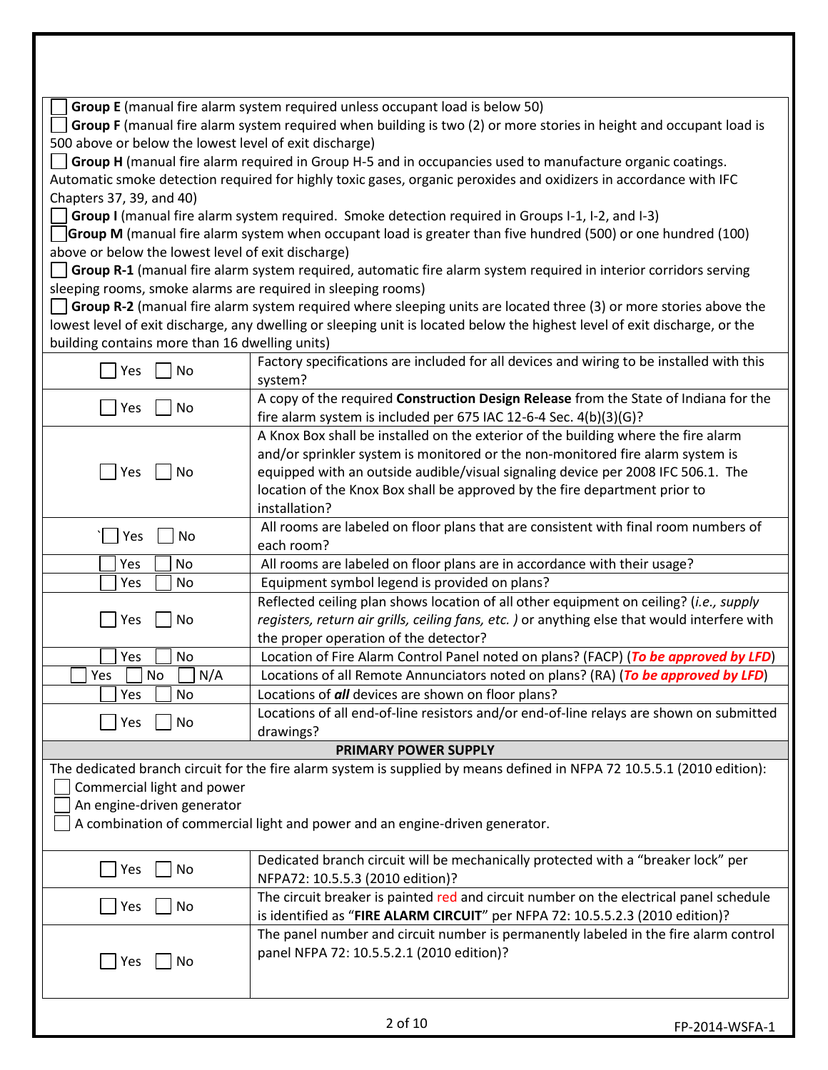☐ **Group E** (manual fire alarm system required unless occupant load is below 50)

☐ **Group F** (manual fire alarm system required when building is two (2) or more stories in height and occupant load is 500 above or below the lowest level of exit discharge)

☐ **Group H** (manual fire alarm required in Group H-5 and in occupancies used to manufacture organic coatings. Automatic smoke detection required for highly toxic gases, organic peroxides and oxidizers in accordance with IFC Chapters 37, 39, and 40)

☐ **Group I** (manual fire alarm system required. Smoke detection required in Groups I-1, I-2, and I-3)

☐ **Group M** (manual fire alarm system when occupant load is greater than five hundred (500) or one hundred (100) above or below the lowest level of exit discharge)

☐ **Group R-1** (manual fire alarm system required, automatic fire alarm system required in interior corridors serving sleeping rooms, smoke alarms are required in sleeping rooms)

☐ **Group R-2** (manual fire alarm system required where sleeping units are located three (3) or more stories above the lowest level of exit discharge, any dwelling or sleeping unit is located below the highest level of exit discharge, or the building contains more than 16 dwelling units)

| | |
|---|---|
| ☐ Yes ☐ No | Factory specifications are included for all devices and wiring to be installed with this system? |
| ☐ Yes ☐ No | A copy of the required **Construction Design Release** from the State of Indiana for the fire alarm system is included per 675 IAC 12-6-4 Sec. 4(b)(3)(G)? |
| ☐ Yes ☐ No | A Knox Box shall be installed on the exterior of the building where the fire alarm and/or sprinkler system is monitored or the non-monitored fire alarm system is equipped with an outside audible/visual signaling device per 2008 IFC 506.1. The location of the Knox Box shall be approved by the fire department prior to installation? |
| `☐ Yes ☐ No | All rooms are labeled on floor plans that are consistent with final room numbers of each room? |
| ☐ Yes ☐ No | All rooms are labeled on floor plans are in accordance with their usage? |
| ☐ Yes ☐ No | Equipment symbol legend is provided on plans? |
| ☐ Yes ☐ No | Reflected ceiling plan shows location of all other equipment on ceiling? (*i.e., supply registers, return air grills, ceiling fans, etc.* ) or anything else that would interfere with the proper operation of the detector? |
| ☐ Yes ☐ No | Location of Fire Alarm Control Panel noted on plans? (FACP) (***To be approved by LFD***) |
| ☐ Yes ☐ No ☐ N/A | Locations of all Remote Annunciators noted on plans? (RA) (***To be approved by LFD***) |
| ☐ Yes ☐ No | Locations of ***all*** devices are shown on floor plans? |
| ☐ Yes ☐ No | Locations of all end-of-line resistors and/or end-of-line relays are shown on submitted drawings? |

## PRIMARY POWER SUPPLY

The dedicated branch circuit for the fire alarm system is supplied by means defined in NFPA 72 10.5.5.1 (2010 edition):

☐ Commercial light and power

☐ An engine-driven generator

☐ A combination of commercial light and power and an engine-driven generator.

| | |
|---|---|
| ☐ Yes ☐ No | Dedicated branch circuit will be mechanically protected with a "breaker lock" per NFPA72: 10.5.5.3 (2010 edition)? |
| ☐ Yes ☐ No | The circuit breaker is painted red and circuit number on the electrical panel schedule is identified as "**FIRE ALARM CIRCUIT**" per NFPA 72: 10.5.5.2.3 (2010 edition)? |
| ☐ Yes ☐ No | The panel number and circuit number is permanently labeled in the fire alarm control panel NFPA 72: 10.5.5.2.1 (2010 edition)? |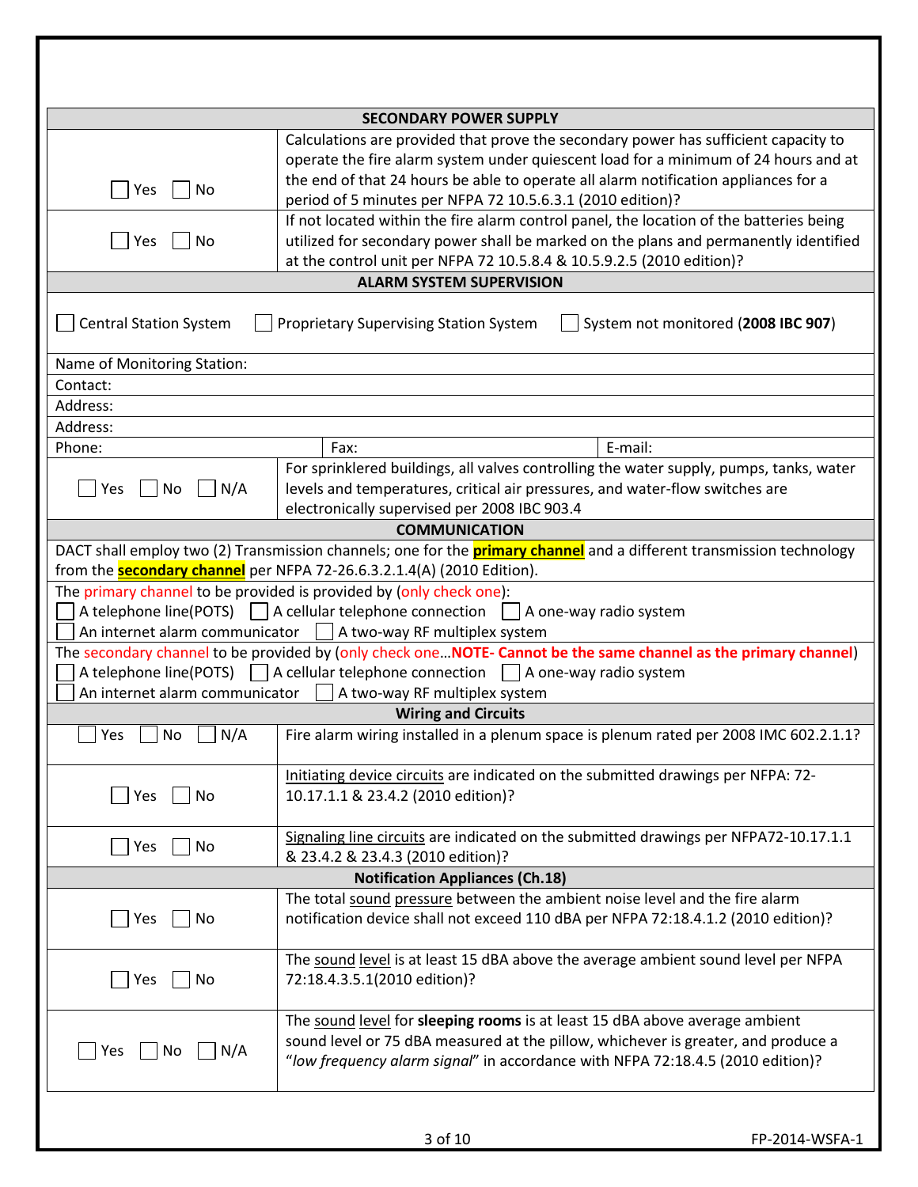## SECONDARY POWER SUPPLY

| | |
|---|---|
| ☐ Yes ☐ No | Calculations are provided that prove the secondary power has sufficient capacity to operate the fire alarm system under quiescent load for a minimum of 24 hours and at the end of that 24 hours be able to operate all alarm notification appliances for a period of 5 minutes per NFPA 72 10.5.6.3.1 (2010 edition)? |
| ☐ Yes ☐ No | If not located within the fire alarm control panel, the location of the batteries being utilized for secondary power shall be marked on the plans and permanently identified at the control unit per NFPA 72 10.5.8.4 & 10.5.9.2.5 (2010 edition)? |

## ALARM SYSTEM SUPERVISION

☐ Central Station System ☐ Proprietary Supervising Station System ☐ System not monitored (**2008 IBC 907**)

Name of Monitoring Station:

Contact:

Address:

Address:

| Phone: | Fax: | E-mail: |
|---|---|---|

| | |
|---|---|
| ☐ Yes ☐ No ☐ N/A | For sprinklered buildings, all valves controlling the water supply, pumps, tanks, water levels and temperatures, critical air pressures, and water-flow switches are electronically supervised per 2008 IBC 903.4 |

## COMMUNICATION

DACT shall employ two (2) Transmission channels; one for the **primary channel** and a different transmission technology from the **secondary channel** per NFPA 72-26.6.3.2.1.4(A) (2010 Edition).

The primary channel to be provided is provided by (only check one):

☐ A telephone line(POTS) ☐ A cellular telephone connection ☐ A one-way radio system
☐ An internet alarm communicator ☐ A two-way RF multiplex system

The secondary channel to be provided by (only check one…**NOTE- Cannot be the same channel as the primary channel**)

☐ A telephone line(POTS) ☐ A cellular telephone connection ☐ A one-way radio system
☐ An internet alarm communicator ☐ A two-way RF multiplex system

## Wiring and Circuits

| | |
|---|---|
| ☐ Yes ☐ No ☐ N/A | Fire alarm wiring installed in a plenum space is plenum rated per 2008 IMC 602.2.1.1? |
| ☐ Yes ☐ No | Initiating device circuits are indicated on the submitted drawings per NFPA: 72-10.17.1.1 & 23.4.2 (2010 edition)? |
| ☐ Yes ☐ No | Signaling line circuits are indicated on the submitted drawings per NFPA72-10.17.1.1 & 23.4.2 & 23.4.3 (2010 edition)? |

## Notification Appliances (Ch.18)

| | |
|---|---|
| ☐ Yes ☐ No | The total sound pressure between the ambient noise level and the fire alarm notification device shall not exceed 110 dBA per NFPA 72:18.4.1.2 (2010 edition)? |
| ☐ Yes ☐ No | The sound level is at least 15 dBA above the average ambient sound level per NFPA 72:18.4.3.5.1(2010 edition)? |
| ☐ Yes ☐ No ☐ N/A | The sound level for **sleeping rooms** is at least 15 dBA above average ambient sound level or 75 dBA measured at the pillow, whichever is greater, and produce a "*low frequency alarm signal*" in accordance with NFPA 72:18.4.5 (2010 edition)? |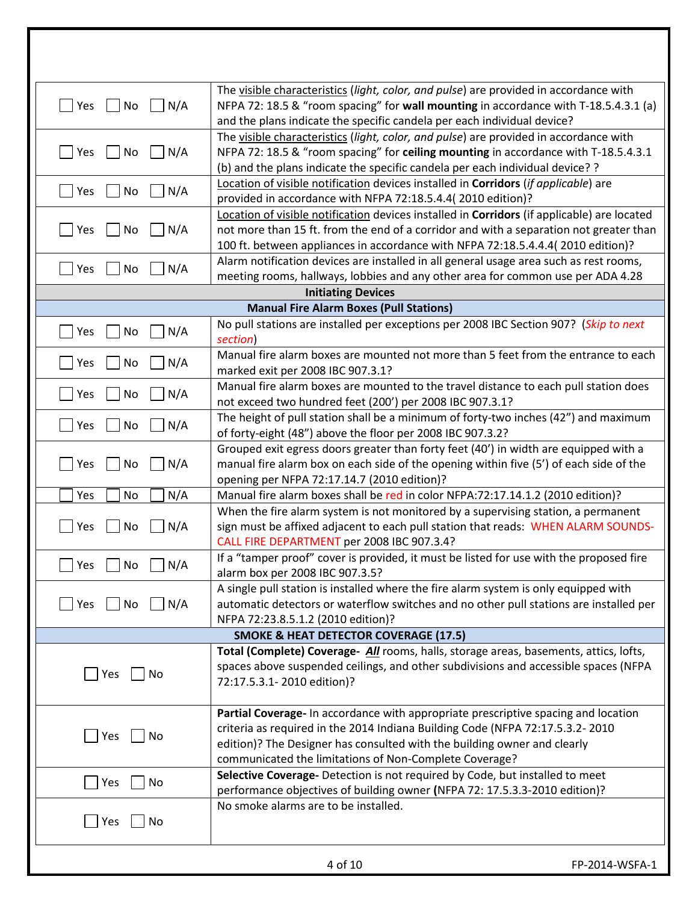| | |
|---|---|
| ☐ Yes ☐ No ☐ N/A | The visible characteristics (*light, color, and pulse*) are provided in accordance with NFPA 72: 18.5 & "room spacing" for **wall mounting** in accordance with T-18.5.4.3.1 (a) and the plans indicate the specific candela per each individual device? |
| ☐ Yes ☐ No ☐ N/A | The visible characteristics (*light, color, and pulse*) are provided in accordance with NFPA 72: 18.5 & "room spacing" for **ceiling mounting** in accordance with T-18.5.4.3.1 (b) and the plans indicate the specific candela per each individual device? ? |
| ☐ Yes ☐ No ☐ N/A | Location of visible notification devices installed in **Corridors** (*if applicable*) are provided in accordance with NFPA 72:18.5.4.4( 2010 edition)? |
| ☐ Yes ☐ No ☐ N/A | Location of visible notification devices installed in **Corridors** (if applicable) are located not more than 15 ft. from the end of a corridor and with a separation not greater than 100 ft. between appliances in accordance with NFPA 72:18.5.4.4.4( 2010 edition)? |
| ☐ Yes ☐ No ☐ N/A | Alarm notification devices are installed in all general usage area such as rest rooms, meeting rooms, hallways, lobbies and any other area for common use per ADA 4.28 |
| | **Initiating Devices** |
| | **Manual Fire Alarm Boxes (Pull Stations)** |
| ☐ Yes ☐ No ☐ N/A | No pull stations are installed per exceptions per 2008 IBC Section 907? (*Skip to next section*) |
| ☐ Yes ☐ No ☐ N/A | Manual fire alarm boxes are mounted not more than 5 feet from the entrance to each marked exit per 2008 IBC 907.3.1? |
| ☐ Yes ☐ No ☐ N/A | Manual fire alarm boxes are mounted to the travel distance to each pull station does not exceed two hundred feet (200') per 2008 IBC 907.3.1? |
| ☐ Yes ☐ No ☐ N/A | The height of pull station shall be a minimum of forty-two inches (42") and maximum of forty-eight (48") above the floor per 2008 IBC 907.3.2? |
| ☐ Yes ☐ No ☐ N/A | Grouped exit egress doors greater than forty feet (40') in width are equipped with a manual fire alarm box on each side of the opening within five (5') of each side of the opening per NFPA 72:17.14.7 (2010 edition)? |
| ☐ Yes ☐ No ☐ N/A | Manual fire alarm boxes shall be red in color NFPA:72:17.14.1.2 (2010 edition)? |
| ☐ Yes ☐ No ☐ N/A | When the fire alarm system is not monitored by a supervising station, a permanent sign must be affixed adjacent to each pull station that reads: WHEN ALARM SOUNDS-CALL FIRE DEPARTMENT per 2008 IBC 907.3.4? |
| ☐ Yes ☐ No ☐ N/A | If a "tamper proof" cover is provided, it must be listed for use with the proposed fire alarm box per 2008 IBC 907.3.5? |
| ☐ Yes ☐ No ☐ N/A | A single pull station is installed where the fire alarm system is only equipped with automatic detectors or waterflow switches and no other pull stations are installed per NFPA 72:23.8.5.1.2 (2010 edition)? |
| | **SMOKE & HEAT DETECTOR COVERAGE (17.5)** |
| ☐ Yes ☐ No | **Total (Complete) Coverage-** ***All*** rooms, halls, storage areas, basements, attics, lofts, spaces above suspended ceilings, and other subdivisions and accessible spaces (NFPA 72:17.5.3.1- 2010 edition)? |
| ☐ Yes ☐ No | **Partial Coverage-** In accordance with appropriate prescriptive spacing and location criteria as required in the 2014 Indiana Building Code (NFPA 72:17.5.3.2- 2010 edition)? The Designer has consulted with the building owner and clearly communicated the limitations of Non-Complete Coverage? |
| ☐ Yes ☐ No | **Selective Coverage-** Detection is not required by Code, but installed to meet performance objectives of building owner **(**NFPA 72: 17.5.3.3-2010 edition)? |
| ☐ Yes ☐ No | No smoke alarms are to be installed. |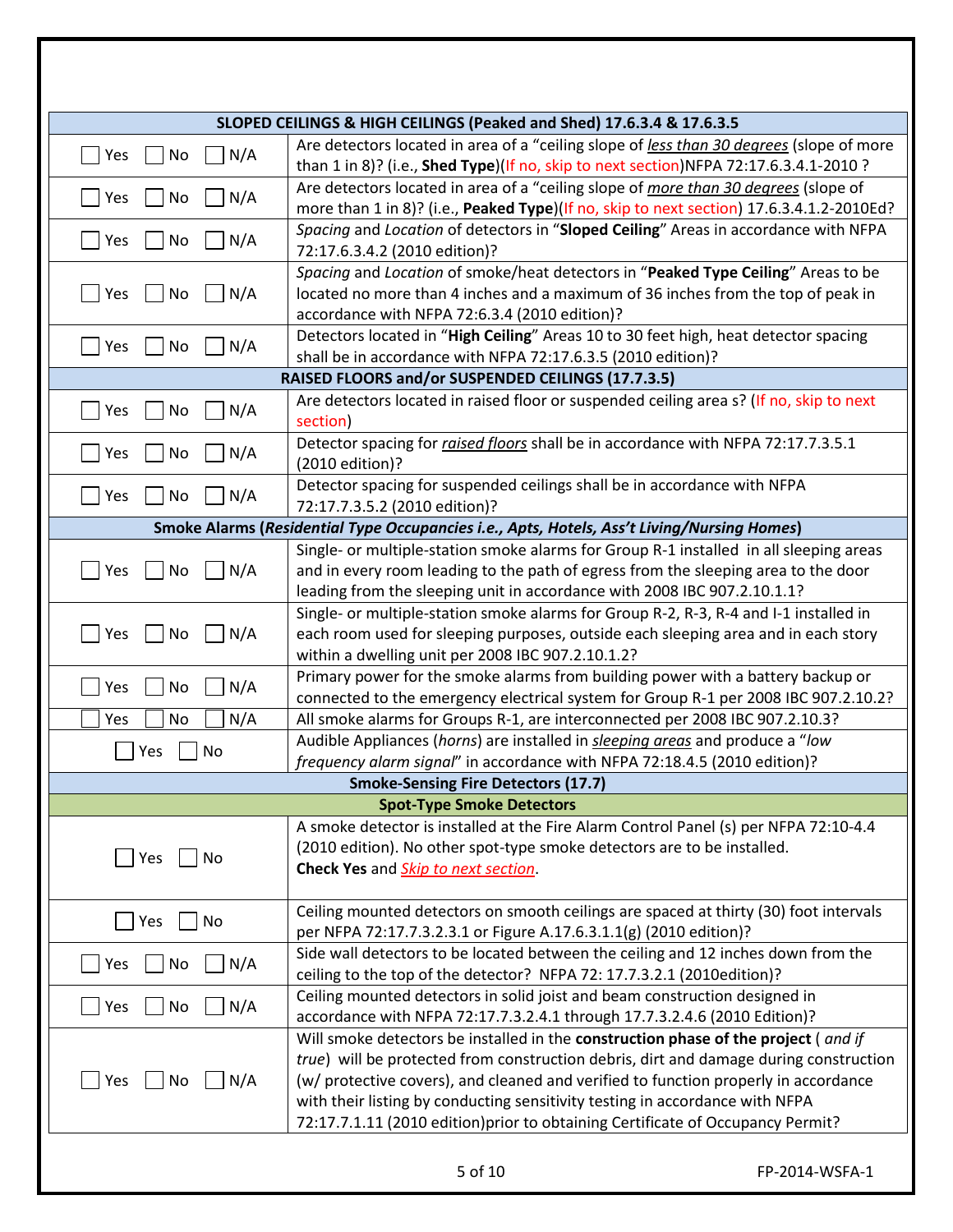| SLOPED CEILINGS & HIGH CEILINGS (Peaked and Shed) 17.6.3.4 & 17.6.3.5 | |
|---|---|
| ☐ Yes ☐ No ☐ N/A | Are detectors located in area of a "ceiling slope of *less than 30 degrees* (slope of more than 1 in 8)? (i.e., **Shed Type**)(If no, skip to next section)NFPA 72:17.6.3.4.1-2010 ? |
| ☐ Yes ☐ No ☐ N/A | Are detectors located in area of a "ceiling slope of *more than 30 degrees* (slope of more than 1 in 8)? (i.e., **Peaked Type**)(If no, skip to next section) 17.6.3.4.1.2-2010Ed? |
| ☐ Yes ☐ No ☐ N/A | *Spacing* and *Location* of detectors in "**Sloped Ceiling**" Areas in accordance with NFPA 72:17.6.3.4.2 (2010 edition)? |
| ☐ Yes ☐ No ☐ N/A | *Spacing* and *Location* of smoke/heat detectors in "**Peaked Type Ceiling**" Areas to be located no more than 4 inches and a maximum of 36 inches from the top of peak in accordance with NFPA 72:6.3.4 (2010 edition)? |
| ☐ Yes ☐ No ☐ N/A | Detectors located in "**High Ceiling**" Areas 10 to 30 feet high, heat detector spacing shall be in accordance with NFPA 72:17.6.3.5 (2010 edition)? |
| **RAISED FLOORS and/or SUSPENDED CEILINGS (17.7.3.5)** | |
| ☐ Yes ☐ No ☐ N/A | Are detectors located in raised floor or suspended ceiling area s? (If no, skip to next section) |
| ☐ Yes ☐ No ☐ N/A | Detector spacing for *raised floors* shall be in accordance with NFPA 72:17.7.3.5.1 (2010 edition)? |
| ☐ Yes ☐ No ☐ N/A | Detector spacing for suspended ceilings shall be in accordance with NFPA 72:17.7.3.5.2 (2010 edition)? |
| **Smoke Alarms (*Residential Type Occupancies i.e., Apts, Hotels, Ass't Living/Nursing Homes*)** | |
| ☐ Yes ☐ No ☐ N/A | Single- or multiple-station smoke alarms for Group R-1 installed in all sleeping areas and in every room leading to the path of egress from the sleeping area to the door leading from the sleeping unit in accordance with 2008 IBC 907.2.10.1.1? |
| ☐ Yes ☐ No ☐ N/A | Single- or multiple-station smoke alarms for Group R-2, R-3, R-4 and I-1 installed in each room used for sleeping purposes, outside each sleeping area and in each story within a dwelling unit per 2008 IBC 907.2.10.1.2? |
| ☐ Yes ☐ No ☐ N/A | Primary power for the smoke alarms from building power with a battery backup or connected to the emergency electrical system for Group R-1 per 2008 IBC 907.2.10.2? |
| ☐ Yes ☐ No ☐ N/A | All smoke alarms for Groups R-1, are interconnected per 2008 IBC 907.2.10.3? |
| ☐ Yes ☐ No | Audible Appliances (*horns*) are installed in *sleeping areas* and produce a "*low frequency alarm signal*" in accordance with NFPA 72:18.4.5 (2010 edition)? |
| **Smoke-Sensing Fire Detectors (17.7)** | |
| **Spot-Type Smoke Detectors** | |
| ☐ Yes ☐ No | A smoke detector is installed at the Fire Alarm Control Panel (s) per NFPA 72:10-4.4 (2010 edition). No other spot-type smoke detectors are to be installed. **Check Yes** and ***Skip to next section***. |
| ☐ Yes ☐ No | Ceiling mounted detectors on smooth ceilings are spaced at thirty (30) foot intervals per NFPA 72:17.7.3.2.3.1 or Figure A.17.6.3.1.1(g) (2010 edition)? |
| ☐ Yes ☐ No ☐ N/A | Side wall detectors to be located between the ceiling and 12 inches down from the ceiling to the top of the detector? NFPA 72: 17.7.3.2.1 (2010edition)? |
| ☐ Yes ☐ No ☐ N/A | Ceiling mounted detectors in solid joist and beam construction designed in accordance with NFPA 72:17.7.3.2.4.1 through 17.7.3.2.4.6 (2010 Edition)? |
| ☐ Yes ☐ No ☐ N/A | Will smoke detectors be installed in the **construction phase of the project** ( *and if true*) will be protected from construction debris, dirt and damage during construction (w/ protective covers), and cleaned and verified to function properly in accordance with their listing by conducting sensitivity testing in accordance with NFPA 72:17.7.1.11 (2010 edition)prior to obtaining Certificate of Occupancy Permit? |

FP-2014-WSFA-1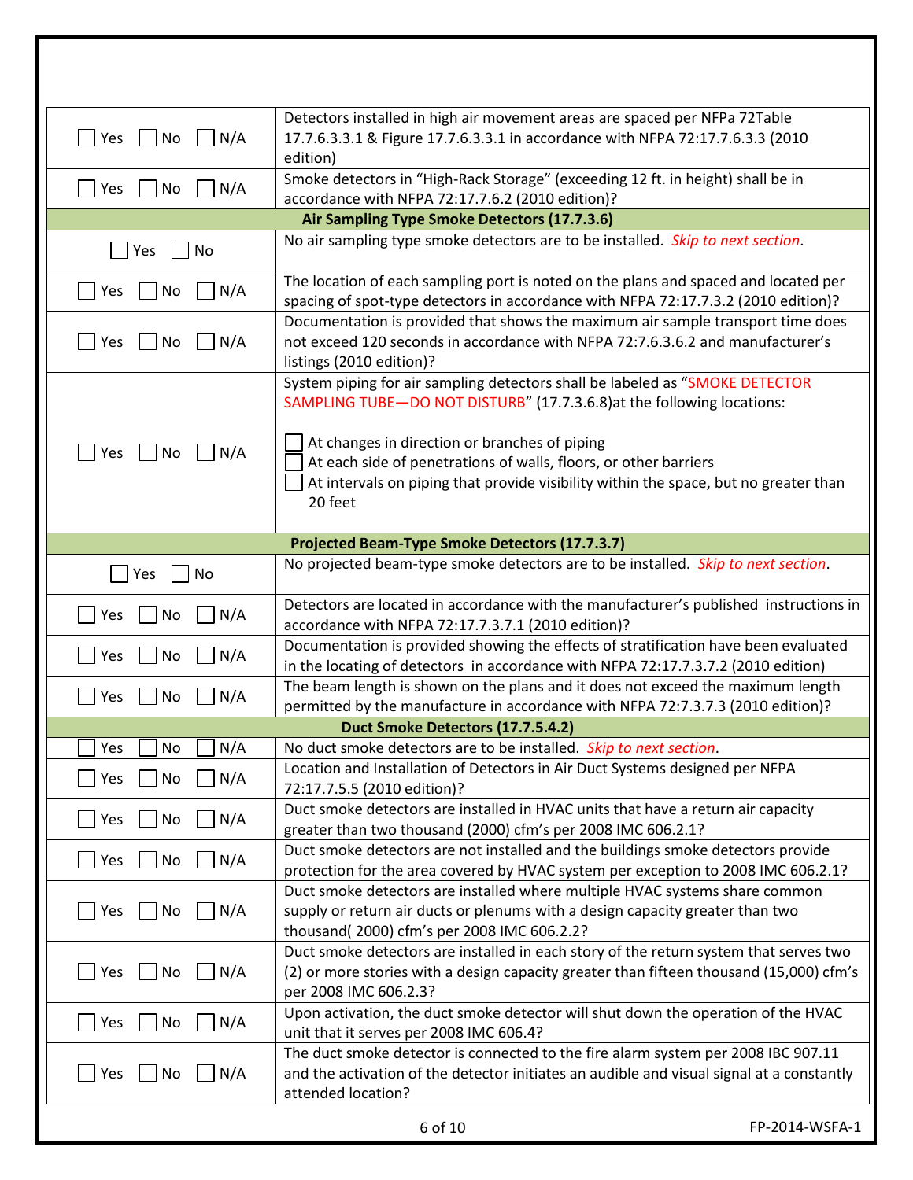| | |
|---|---|
| ☐ Yes ☐ No ☐ N/A | Detectors installed in high air movement areas are spaced per NFPa 72Table 17.7.6.3.3.1 & Figure 17.7.6.3.3.1 in accordance with NFPA 72:17.7.6.3.3 (2010 edition) |
| ☐ Yes ☐ No ☐ N/A | Smoke detectors in "High-Rack Storage" (exceeding 12 ft. in height) shall be in accordance with NFPA 72:17.7.6.2 (2010 edition)? |
| **Air Sampling Type Smoke Detectors (17.7.3.6)** | |
| ☐ Yes ☐ No | No air sampling type smoke detectors are to be installed. *Skip to next section*. |
| ☐ Yes ☐ No ☐ N/A | The location of each sampling port is noted on the plans and spaced and located per spacing of spot-type detectors in accordance with NFPA 72:17.7.3.2 (2010 edition)? |
| ☐ Yes ☐ No ☐ N/A | Documentation is provided that shows the maximum air sample transport time does not exceed 120 seconds in accordance with NFPA 72:7.6.3.6.2 and manufacturer's listings (2010 edition)? |
| ☐ Yes ☐ No ☐ N/A | System piping for air sampling detectors shall be labeled as "SMOKE DETECTOR SAMPLING TUBE—DO NOT DISTURB" (17.7.3.6.8)at the following locations:<br><br>☐ At changes in direction or branches of piping<br>☐ At each side of penetrations of walls, floors, or other barriers<br>☐ At intervals on piping that provide visibility within the space, but no greater than 20 feet |
| **Projected Beam-Type Smoke Detectors (17.7.3.7)** | |
| ☐ Yes ☐ No | No projected beam-type smoke detectors are to be installed. *Skip to next section*. |
| ☐ Yes ☐ No ☐ N/A | Detectors are located in accordance with the manufacturer's published instructions in accordance with NFPA 72:17.7.3.7.1 (2010 edition)? |
| ☐ Yes ☐ No ☐ N/A | Documentation is provided showing the effects of stratification have been evaluated in the locating of detectors in accordance with NFPA 72:17.7.3.7.2 (2010 edition) |
| ☐ Yes ☐ No ☐ N/A | The beam length is shown on the plans and it does not exceed the maximum length permitted by the manufacture in accordance with NFPA 72:7.3.7.3 (2010 edition)? |
| **Duct Smoke Detectors (17.7.5.4.2)** | |
| ☐ Yes ☐ No ☐ N/A | No duct smoke detectors are to be installed. *Skip to next section*. |
| ☐ Yes ☐ No ☐ N/A | Location and Installation of Detectors in Air Duct Systems designed per NFPA 72:17.7.5.5 (2010 edition)? |
| ☐ Yes ☐ No ☐ N/A | Duct smoke detectors are installed in HVAC units that have a return air capacity greater than two thousand (2000) cfm's per 2008 IMC 606.2.1? |
| ☐ Yes ☐ No ☐ N/A | Duct smoke detectors are not installed and the buildings smoke detectors provide protection for the area covered by HVAC system per exception to 2008 IMC 606.2.1? |
| ☐ Yes ☐ No ☐ N/A | Duct smoke detectors are installed where multiple HVAC systems share common supply or return air ducts or plenums with a design capacity greater than two thousand( 2000) cfm's per 2008 IMC 606.2.2? |
| ☐ Yes ☐ No ☐ N/A | Duct smoke detectors are installed in each story of the return system that serves two (2) or more stories with a design capacity greater than fifteen thousand (15,000) cfm's per 2008 IMC 606.2.3? |
| ☐ Yes ☐ No ☐ N/A | Upon activation, the duct smoke detector will shut down the operation of the HVAC unit that it serves per 2008 IMC 606.4? |
| ☐ Yes ☐ No ☐ N/A | The duct smoke detector is connected to the fire alarm system per 2008 IBC 907.11 and the activation of the detector initiates an audible and visual signal at a constantly attended location? |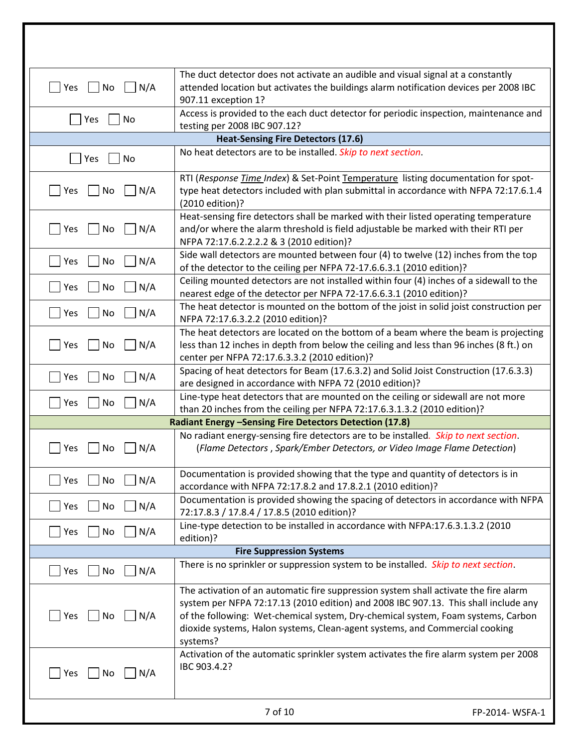| | |
|---|---|
| ☐ Yes ☐ No ☐ N/A | The duct detector does not activate an audible and visual signal at a constantly attended location but activates the buildings alarm notification devices per 2008 IBC 907.11 exception 1? |
| ☐ Yes ☐ No | Access is provided to the each duct detector for periodic inspection, maintenance and testing per 2008 IBC 907.12? |
| **Heat-Sensing Fire Detectors (17.6)** | |
| ☐ Yes ☐ No | No heat detectors are to be installed. *Skip to next section*. |
| ☐ Yes ☐ No ☐ N/A | RTI (*Response Time Index*) & Set-Point Temperature listing documentation for spot-type heat detectors included with plan submittal in accordance with NFPA 72:17.6.1.4 (2010 edition)? |
| ☐ Yes ☐ No ☐ N/A | Heat-sensing fire detectors shall be marked with their listed operating temperature and/or where the alarm threshold is field adjustable be marked with their RTI per NFPA 72:17.6.2.2.2.2 & 3 (2010 edition)? |
| ☐ Yes ☐ No ☐ N/A | Side wall detectors are mounted between four (4) to twelve (12) inches from the top of the detector to the ceiling per NFPA 72-17.6.6.3.1 (2010 edition)? |
| ☐ Yes ☐ No ☐ N/A | Ceiling mounted detectors are not installed within four (4) inches of a sidewall to the nearest edge of the detector per NFPA 72-17.6.6.3.1 (2010 edition)? |
| ☐ Yes ☐ No ☐ N/A | The heat detector is mounted on the bottom of the joist in solid joist construction per NFPA 72:17.6.3.2.2 (2010 edition)? |
| ☐ Yes ☐ No ☐ N/A | The heat detectors are located on the bottom of a beam where the beam is projecting less than 12 inches in depth from below the ceiling and less than 96 inches (8 ft.) on center per NFPA 72:17.6.3.3.2 (2010 edition)? |
| ☐ Yes ☐ No ☐ N/A | Spacing of heat detectors for Beam (17.6.3.2) and Solid Joist Construction (17.6.3.3) are designed in accordance with NFPA 72 (2010 edition)? |
| ☐ Yes ☐ No ☐ N/A | Line-type heat detectors that are mounted on the ceiling or sidewall are not more than 20 inches from the ceiling per NFPA 72:17.6.3.1.3.2 (2010 edition)? |
| **Radiant Energy –Sensing Fire Detectors Detection (17.8)** | |
| ☐ Yes ☐ No ☐ N/A | No radiant energy-sensing fire detectors are to be installed. *Skip to next section*. (*Flame Detectors , Spark/Ember Detectors, or Video Image Flame Detection*) |
| ☐ Yes ☐ No ☐ N/A | Documentation is provided showing that the type and quantity of detectors is in accordance with NFPA 72:17.8.2 and 17.8.2.1 (2010 edition)? |
| ☐ Yes ☐ No ☐ N/A | Documentation is provided showing the spacing of detectors in accordance with NFPA 72:17.8.3 / 17.8.4 / 17.8.5 (2010 edition)? |
| ☐ Yes ☐ No ☐ N/A | Line-type detection to be installed in accordance with NFPA:17.6.3.1.3.2 (2010 edition)? |
| **Fire Suppression Systems** | |
| ☐ Yes ☐ No ☐ N/A | There is no sprinkler or suppression system to be installed. *Skip to next section*. |
| ☐ Yes ☐ No ☐ N/A | The activation of an automatic fire suppression system shall activate the fire alarm system per NFPA 72:17.13 (2010 edition) and 2008 IBC 907.13. This shall include any of the following: Wet-chemical system, Dry-chemical system, Foam systems, Carbon dioxide systems, Halon systems, Clean-agent systems, and Commercial cooking systems? |
| ☐ Yes ☐ No ☐ N/A | Activation of the automatic sprinkler system activates the fire alarm system per 2008 IBC 903.4.2? |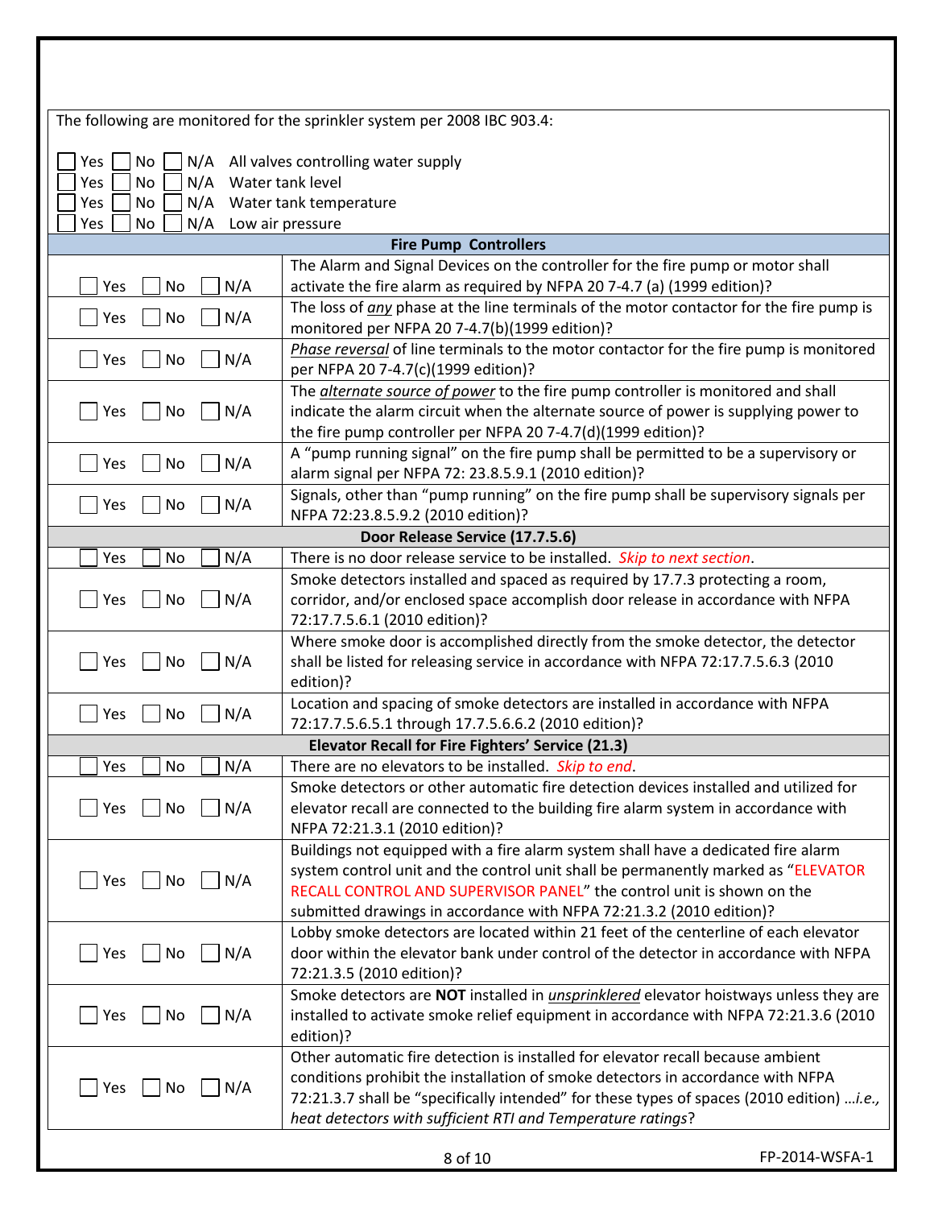The following are monitored for the sprinkler system per 2008 IBC 903.4:

☐ Yes ☐ No ☐ N/A All valves controlling water supply
☐ Yes ☐ No ☐ N/A Water tank level
☐ Yes ☐ No ☐ N/A Water tank temperature
☐ Yes ☐ No ☐ N/A Low air pressure

| **Fire Pump Controllers** | |
|---|---|
| ☐ Yes ☐ No ☐ N/A | The Alarm and Signal Devices on the controller for the fire pump or motor shall activate the fire alarm as required by NFPA 20 7-4.7 (a) (1999 edition)? |
| ☐ Yes ☐ No ☐ N/A | The loss of *any* phase at the line terminals of the motor contactor for the fire pump is monitored per NFPA 20 7-4.7(b)(1999 edition)? |
| ☐ Yes ☐ No ☐ N/A | *Phase reversal* of line terminals to the motor contactor for the fire pump is monitored per NFPA 20 7-4.7(c)(1999 edition)? |
| ☐ Yes ☐ No ☐ N/A | The *alternate source of power* to the fire pump controller is monitored and shall indicate the alarm circuit when the alternate source of power is supplying power to the fire pump controller per NFPA 20 7-4.7(d)(1999 edition)? |
| ☐ Yes ☐ No ☐ N/A | A "pump running signal" on the fire pump shall be permitted to be a supervisory or alarm signal per NFPA 72: 23.8.5.9.1 (2010 edition)? |
| ☐ Yes ☐ No ☐ N/A | Signals, other than "pump running" on the fire pump shall be supervisory signals per NFPA 72:23.8.5.9.2 (2010 edition)? |
| **Door Release Service (17.7.5.6)** | |
| ☐ Yes ☐ No ☐ N/A | There is no door release service to be installed. *Skip to next section*. |
| ☐ Yes ☐ No ☐ N/A | Smoke detectors installed and spaced as required by 17.7.3 protecting a room, corridor, and/or enclosed space accomplish door release in accordance with NFPA 72:17.7.5.6.1 (2010 edition)? |
| ☐ Yes ☐ No ☐ N/A | Where smoke door is accomplished directly from the smoke detector, the detector shall be listed for releasing service in accordance with NFPA 72:17.7.5.6.3 (2010 edition)? |
| ☐ Yes ☐ No ☐ N/A | Location and spacing of smoke detectors are installed in accordance with NFPA 72:17.7.5.6.5.1 through 17.7.5.6.6.2 (2010 edition)? |
| **Elevator Recall for Fire Fighters' Service (21.3)** | |
| ☐ Yes ☐ No ☐ N/A | There are no elevators to be installed. *Skip to end*. |
| ☐ Yes ☐ No ☐ N/A | Smoke detectors or other automatic fire detection devices installed and utilized for elevator recall are connected to the building fire alarm system in accordance with NFPA 72:21.3.1 (2010 edition)? |
| ☐ Yes ☐ No ☐ N/A | Buildings not equipped with a fire alarm system shall have a dedicated fire alarm system control unit and the control unit shall be permanently marked as "ELEVATOR RECALL CONTROL AND SUPERVISOR PANEL" the control unit is shown on the submitted drawings in accordance with NFPA 72:21.3.2 (2010 edition)? |
| ☐ Yes ☐ No ☐ N/A | Lobby smoke detectors are located within 21 feet of the centerline of each elevator door within the elevator bank under control of the detector in accordance with NFPA 72:21.3.5 (2010 edition)? |
| ☐ Yes ☐ No ☐ N/A | Smoke detectors are **NOT** installed in *unsprinklered* elevator hoistways unless they are installed to activate smoke relief equipment in accordance with NFPA 72:21.3.6 (2010 edition)? |
| ☐ Yes ☐ No ☐ N/A | Other automatic fire detection is installed for elevator recall because ambient conditions prohibit the installation of smoke detectors in accordance with NFPA 72:21.3.7 shall be "specifically intended" for these types of spaces (2010 edition) …*i.e., heat detectors with sufficient RTI and Temperature ratings*? |

FP-2014-WSFA-1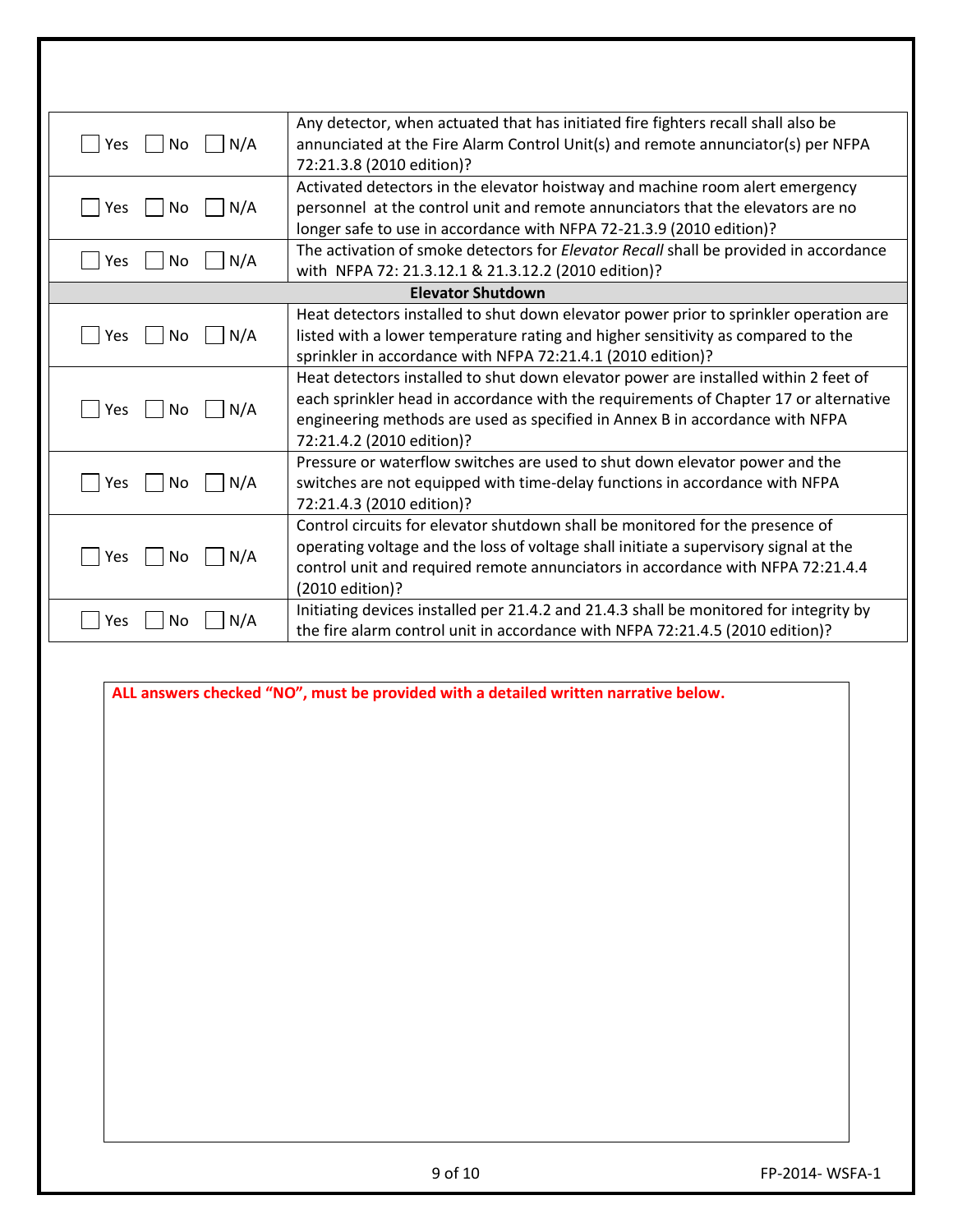| | |
|---|---|
| ☐ Yes ☐ No ☐ N/A | Any detector, when actuated that has initiated fire fighters recall shall also be annunciated at the Fire Alarm Control Unit(s) and remote annunciator(s) per NFPA 72:21.3.8 (2010 edition)? |
| ☐ Yes ☐ No ☐ N/A | Activated detectors in the elevator hoistway and machine room alert emergency personnel at the control unit and remote annunciators that the elevators are no longer safe to use in accordance with NFPA 72-21.3.9 (2010 edition)? |
| ☐ Yes ☐ No ☐ N/A | The activation of smoke detectors for *Elevator Recall* shall be provided in accordance with NFPA 72: 21.3.12.1 & 21.3.12.2 (2010 edition)? |
| **Elevator Shutdown** | |
| ☐ Yes ☐ No ☐ N/A | Heat detectors installed to shut down elevator power prior to sprinkler operation are listed with a lower temperature rating and higher sensitivity as compared to the sprinkler in accordance with NFPA 72:21.4.1 (2010 edition)? |
| ☐ Yes ☐ No ☐ N/A | Heat detectors installed to shut down elevator power are installed within 2 feet of each sprinkler head in accordance with the requirements of Chapter 17 or alternative engineering methods are used as specified in Annex B in accordance with NFPA 72:21.4.2 (2010 edition)? |
| ☐ Yes ☐ No ☐ N/A | Pressure or waterflow switches are used to shut down elevator power and the switches are not equipped with time-delay functions in accordance with NFPA 72:21.4.3 (2010 edition)? |
| ☐ Yes ☐ No ☐ N/A | Control circuits for elevator shutdown shall be monitored for the presence of operating voltage and the loss of voltage shall initiate a supervisory signal at the control unit and required remote annunciators in accordance with NFPA 72:21.4.4 (2010 edition)? |
| ☐ Yes ☐ No ☐ N/A | Initiating devices installed per 21.4.2 and 21.4.3 shall be monitored for integrity by the fire alarm control unit in accordance with NFPA 72:21.4.5 (2010 edition)? |

**ALL answers checked "NO", must be provided with a detailed written narrative below.**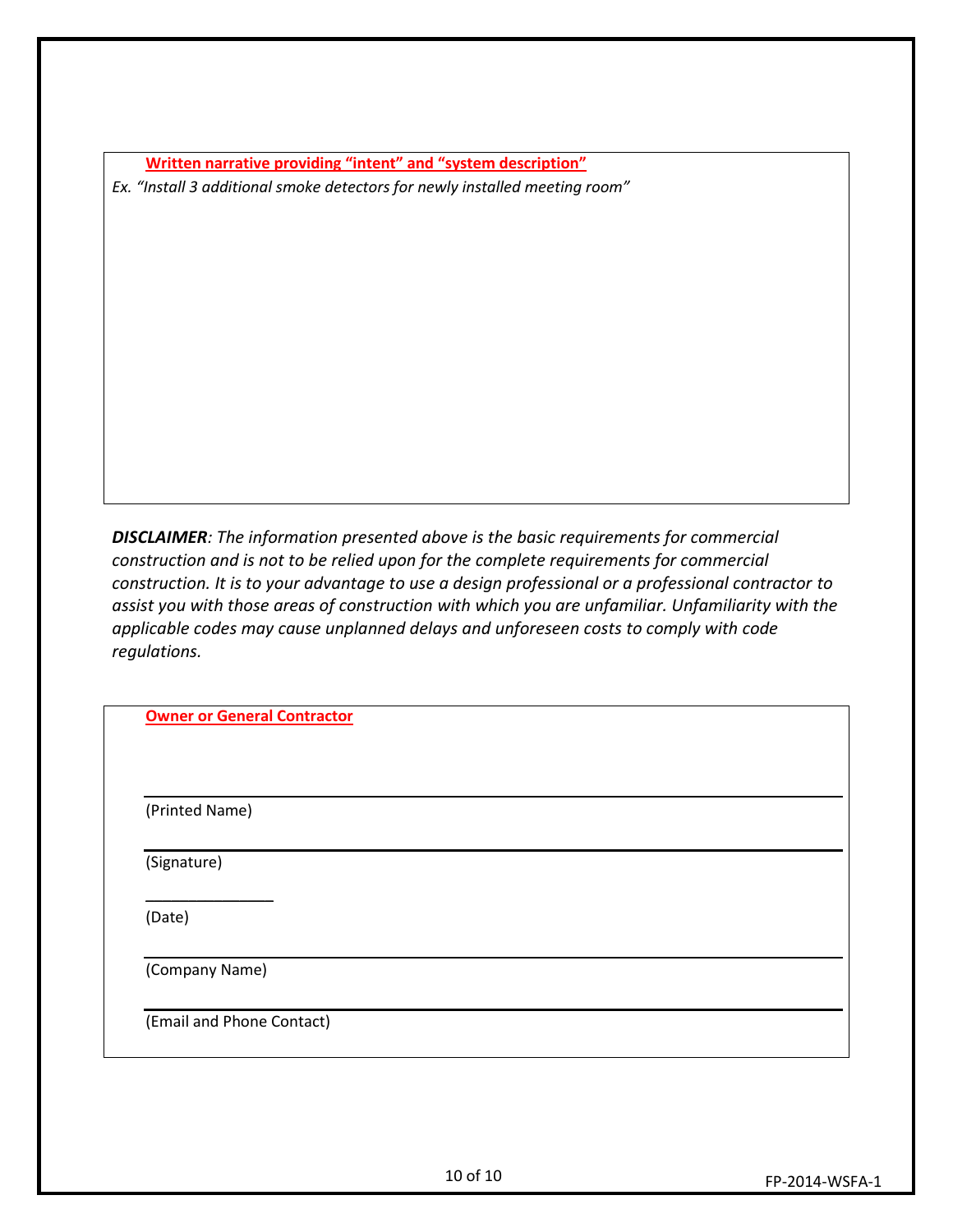**Written narrative providing "intent" and "system description"**

*Ex. "Install 3 additional smoke detectors for newly installed meeting room"*

***DISCLAIMER**: The information presented above is the basic requirements for commercial construction and is not to be relied upon for the complete requirements for commercial construction. It is to your advantage to use a design professional or a professional contractor to assist you with those areas of construction with which you are unfamiliar. Unfamiliarity with the applicable codes may cause unplanned delays and unforeseen costs to comply with code regulations.*

**Owner or General Contractor**

_______________________________________________

(Printed Name)

_______________________________________________

(Signature)

_______________

(Date)

_______________________________________________

(Company Name)

_______________________________________________

(Email and Phone Contact)

FP-2014-WSFA-1